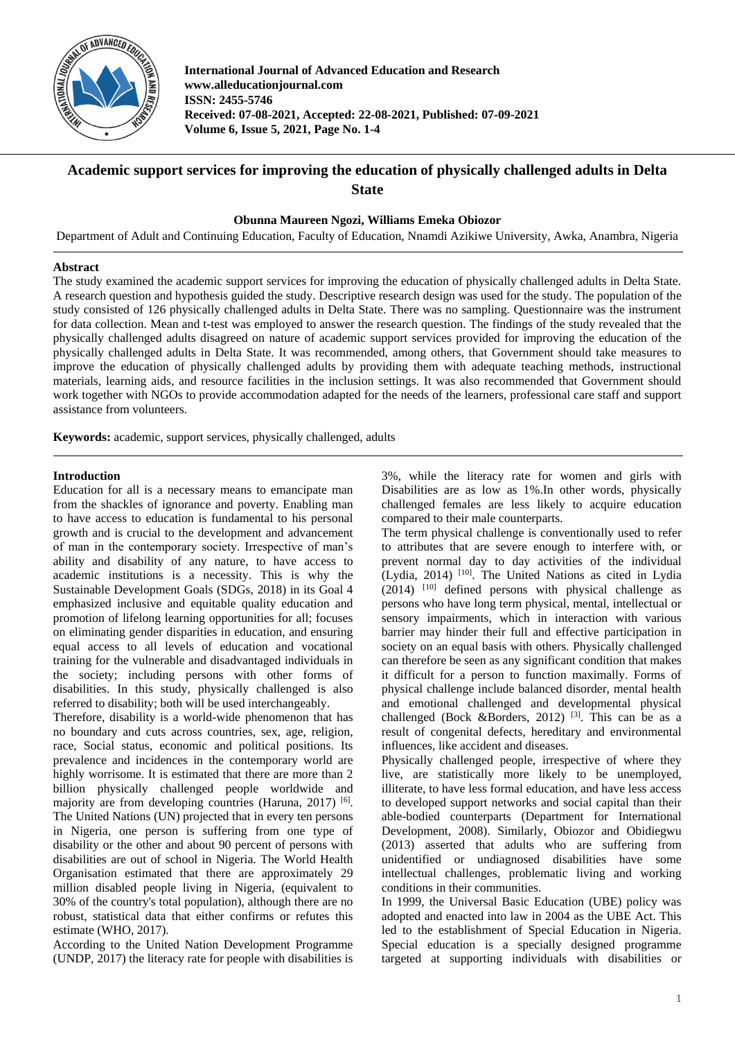International Journal of Advanced Education and Research
www.alleducationjournal.com
ISSN: 2455-5746
Received: 07-08-2021, Accepted: 22-08-2021, Published: 07-09-2021
Volume 6, Issue 5, 2021, Page No. 1-4

# Academic support services for improving the education of physically challenged adults in Delta State

**Obunna Maureen Ngozi, Williams Emeka Obiozor**

Department of Adult and Continuing Education, Faculty of Education, Nnamdi Azikiwe University, Awka, Anambra, Nigeria

## Abstract

The study examined the academic support services for improving the education of physically challenged adults in Delta State. A research question and hypothesis guided the study. Descriptive research design was used for the study. The population of the study consisted of 126 physically challenged adults in Delta State. There was no sampling. Questionnaire was the instrument for data collection. Mean and t-test was employed to answer the research question. The findings of the study revealed that the physically challenged adults disagreed on nature of academic support services provided for improving the education of the physically challenged adults in Delta State. It was recommended, among others, that Government should take measures to improve the education of physically challenged adults by providing them with adequate teaching methods, instructional materials, learning aids, and resource facilities in the inclusion settings. It was also recommended that Government should work together with NGOs to provide accommodation adapted for the needs of the learners, professional care staff and support assistance from volunteers.

**Keywords:** academic, support services, physically challenged, adults

## Introduction

Education for all is a necessary means to emancipate man from the shackles of ignorance and poverty. Enabling man to have access to education is fundamental to his personal growth and is crucial to the development and advancement of man in the contemporary society. Irrespective of man's ability and disability of any nature, to have access to academic institutions is a necessity. This is why the Sustainable Development Goals (SDGs, 2018) in its Goal 4 emphasized inclusive and equitable quality education and promotion of lifelong learning opportunities for all; focuses on eliminating gender disparities in education, and ensuring equal access to all levels of education and vocational training for the vulnerable and disadvantaged individuals in the society; including persons with other forms of disabilities. In this study, physically challenged is also referred to disability; both will be used interchangeably.

Therefore, disability is a world-wide phenomenon that has no boundary and cuts across countries, sex, age, religion, race, Social status, economic and political positions. Its prevalence and incidences in the contemporary world are highly worrisome. It is estimated that there are more than 2 billion physically challenged people worldwide and majority are from developing countries (Haruna, 2017) [6]. The United Nations (UN) projected that in every ten persons in Nigeria, one person is suffering from one type of disability or the other and about 90 percent of persons with disabilities are out of school in Nigeria. The World Health Organisation estimated that there are approximately 29 million disabled people living in Nigeria, (equivalent to 30% of the country's total population), although there are no robust, statistical data that either confirms or refutes this estimate (WHO, 2017).

According to the United Nation Development Programme (UNDP, 2017) the literacy rate for people with disabilities is 3%, while the literacy rate for women and girls with Disabilities are as low as 1%.In other words, physically challenged females are less likely to acquire education compared to their male counterparts.

The term physical challenge is conventionally used to refer to attributes that are severe enough to interfere with, or prevent normal day to day activities of the individual (Lydia, 2014) [10]. The United Nations as cited in Lydia (2014) [10] defined persons with physical challenge as persons who have long term physical, mental, intellectual or sensory impairments, which in interaction with various barrier may hinder their full and effective participation in society on an equal basis with others. Physically challenged can therefore be seen as any significant condition that makes it difficult for a person to function maximally. Forms of physical challenge include balanced disorder, mental health and emotional challenged and developmental physical challenged (Bock &Borders, 2012) [3]. This can be as a result of congenital defects, hereditary and environmental influences, like accident and diseases.

Physically challenged people, irrespective of where they live, are statistically more likely to be unemployed, illiterate, to have less formal education, and have less access to developed support networks and social capital than their able-bodied counterparts (Department for International Development, 2008). Similarly, Obiozor and Obidiegwu (2013) asserted that adults who are suffering from unidentified or undiagnosed disabilities have some intellectual challenges, problematic living and working conditions in their communities.

In 1999, the Universal Basic Education (UBE) policy was adopted and enacted into law in 2004 as the UBE Act. This led to the establishment of Special Education in Nigeria. Special education is a specially designed programme targeted at supporting individuals with disabilities or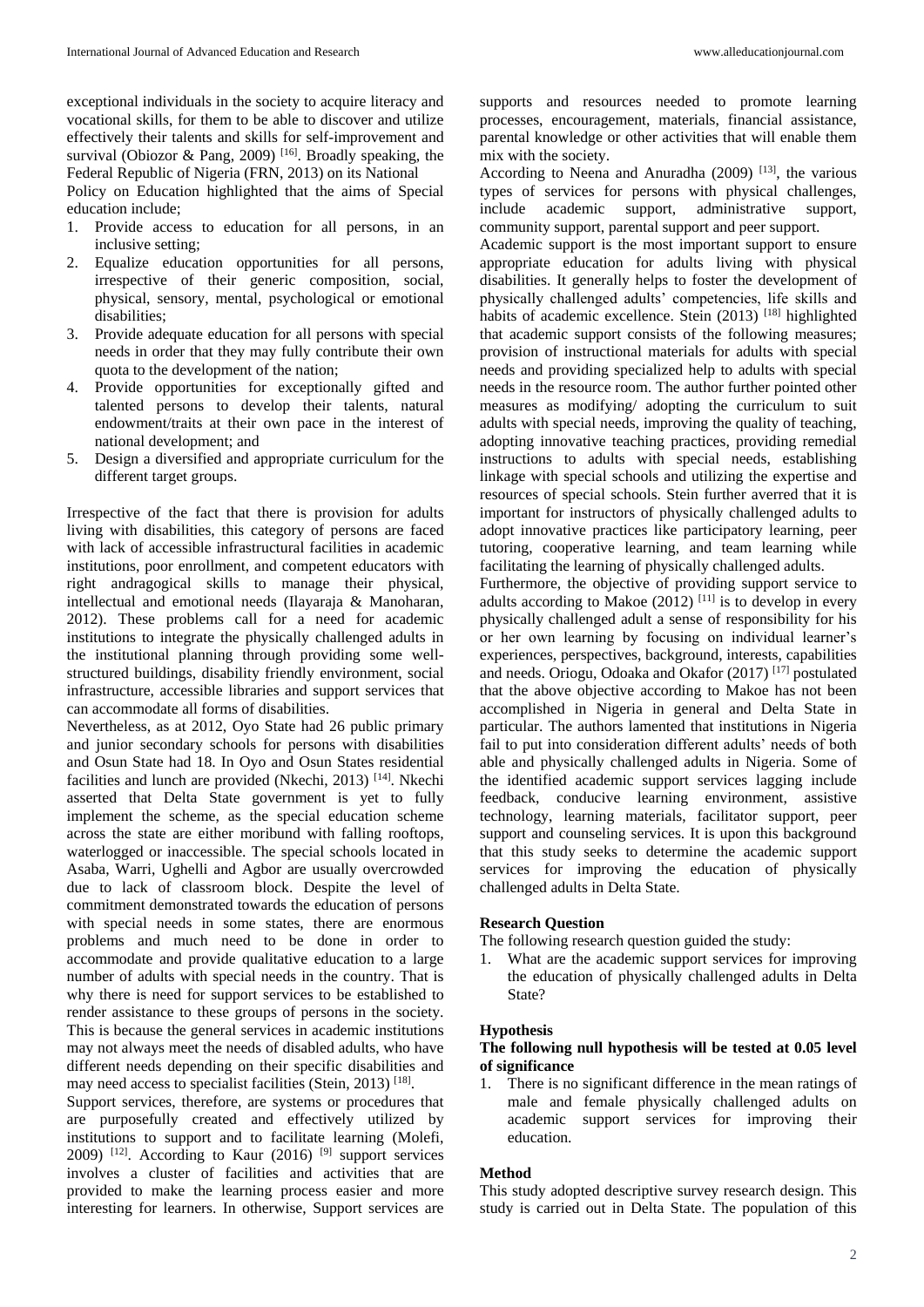exceptional individuals in the society to acquire literacy and vocational skills, for them to be able to discover and utilize effectively their talents and skills for self-improvement and survival (Obiozor & Pang, 2009) [16]. Broadly speaking, the Federal Republic of Nigeria (FRN, 2013) on its National Policy on Education highlighted that the aims of Special education include;

1. Provide access to education for all persons, in an inclusive setting;
2. Equalize education opportunities for all persons, irrespective of their generic composition, social, physical, sensory, mental, psychological or emotional disabilities;
3. Provide adequate education for all persons with special needs in order that they may fully contribute their own quota to the development of the nation;
4. Provide opportunities for exceptionally gifted and talented persons to develop their talents, natural endowment/traits at their own pace in the interest of national development; and
5. Design a diversified and appropriate curriculum for the different target groups.

Irrespective of the fact that there is provision for adults living with disabilities, this category of persons are faced with lack of accessible infrastructural facilities in academic institutions, poor enrollment, and competent educators with right andragogical skills to manage their physical, intellectual and emotional needs (Ilayaraja & Manoharan, 2012). These problems call for a need for academic institutions to integrate the physically challenged adults in the institutional planning through providing some well-structured buildings, disability friendly environment, social infrastructure, accessible libraries and support services that can accommodate all forms of disabilities.

Nevertheless, as at 2012, Oyo State had 26 public primary and junior secondary schools for persons with disabilities and Osun State had 18. In Oyo and Osun States residential facilities and lunch are provided (Nkechi, 2013) [14]. Nkechi asserted that Delta State government is yet to fully implement the scheme, as the special education scheme across the state are either moribund with falling rooftops, waterlogged or inaccessible. The special schools located in Asaba, Warri, Ughelli and Agbor are usually overcrowded due to lack of classroom block. Despite the level of commitment demonstrated towards the education of persons with special needs in some states, there are enormous problems and much need to be done in order to accommodate and provide qualitative education to a large number of adults with special needs in the country. That is why there is need for support services to be established to render assistance to these groups of persons in the society. This is because the general services in academic institutions may not always meet the needs of disabled adults, who have different needs depending on their specific disabilities and may need access to specialist facilities (Stein, 2013) [18].

Support services, therefore, are systems or procedures that are purposefully created and effectively utilized by institutions to support and to facilitate learning (Molefi, 2009) [12]. According to Kaur (2016) [9] support services involves a cluster of facilities and activities that are provided to make the learning process easier and more interesting for learners. In otherwise, Support services are supports and resources needed to promote learning processes, encouragement, materials, financial assistance, parental knowledge or other activities that will enable them mix with the society.

According to Neena and Anuradha (2009) [13], the various types of services for persons with physical challenges, include academic support, administrative support, community support, parental support and peer support.

Academic support is the most important support to ensure appropriate education for adults living with physical disabilities. It generally helps to foster the development of physically challenged adults' competencies, life skills and habits of academic excellence. Stein (2013) [18] highlighted that academic support consists of the following measures; provision of instructional materials for adults with special needs and providing specialized help to adults with special needs in the resource room. The author further pointed other measures as modifying/ adopting the curriculum to suit adults with special needs, improving the quality of teaching, adopting innovative teaching practices, providing remedial instructions to adults with special needs, establishing linkage with special schools and utilizing the expertise and resources of special schools. Stein further averred that it is important for instructors of physically challenged adults to adopt innovative practices like participatory learning, peer tutoring, cooperative learning, and team learning while facilitating the learning of physically challenged adults.

Furthermore, the objective of providing support service to adults according to Makoe (2012) [11] is to develop in every physically challenged adult a sense of responsibility for his or her own learning by focusing on individual learner's experiences, perspectives, background, interests, capabilities and needs. Oriogu, Odoaka and Okafor (2017) [17] postulated that the above objective according to Makoe has not been accomplished in Nigeria in general and Delta State in particular. The authors lamented that institutions in Nigeria fail to put into consideration different adults' needs of both able and physically challenged adults in Nigeria. Some of the identified academic support services lagging include feedback, conducive learning environment, assistive technology, learning materials, facilitator support, peer support and counseling services. It is upon this background that this study seeks to determine the academic support services for improving the education of physically challenged adults in Delta State.

**Research Question**

The following research question guided the study:

1. What are the academic support services for improving the education of physically challenged adults in Delta State?

**Hypothesis**

**The following null hypothesis will be tested at 0.05 level of significance**

1. There is no significant difference in the mean ratings of male and female physically challenged adults on academic support services for improving their education.

**Method**

This study adopted descriptive survey research design. This study is carried out in Delta State. The population of this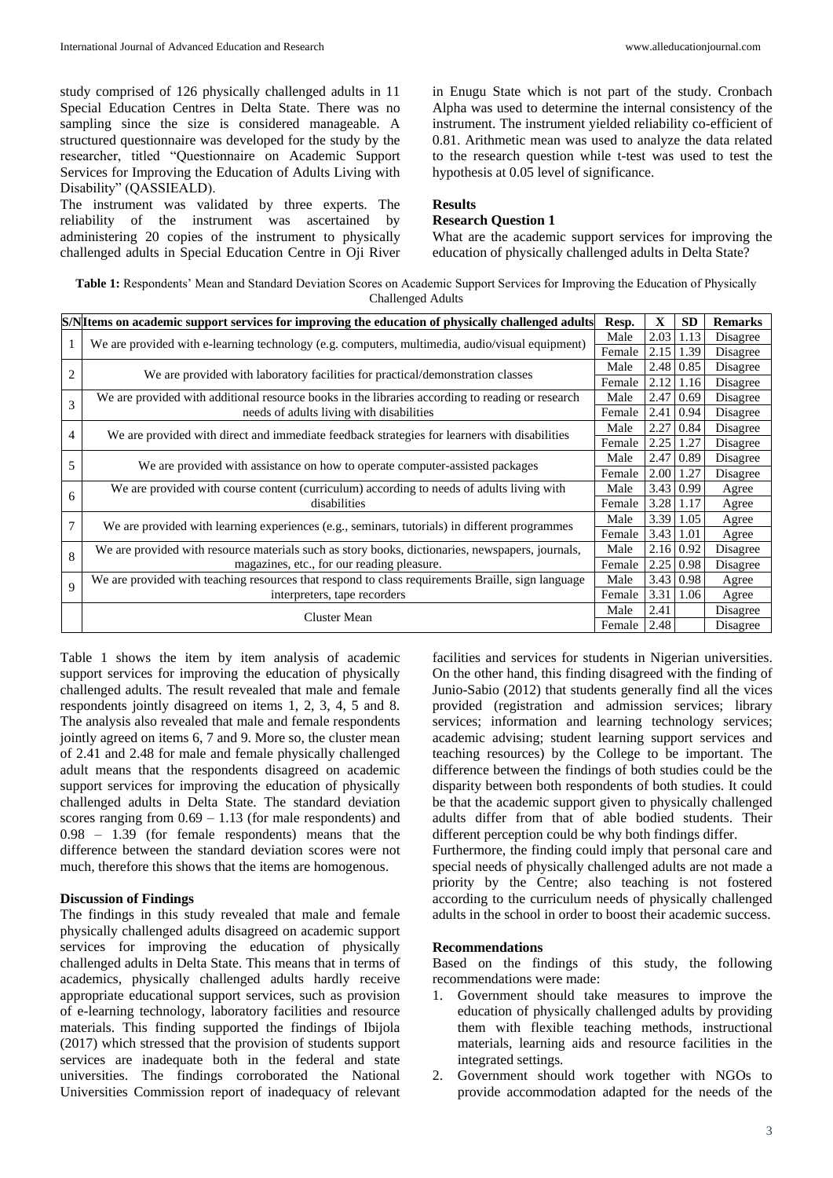study comprised of 126 physically challenged adults in 11 Special Education Centres in Delta State. There was no sampling since the size is considered manageable. A structured questionnaire was developed for the study by the researcher, titled "Questionnaire on Academic Support Services for Improving the Education of Adults Living with Disability" (QASSIEALD).

The instrument was validated by three experts. The reliability of the instrument was ascertained by administering 20 copies of the instrument to physically challenged adults in Special Education Centre in Oji River in Enugu State which is not part of the study. Cronbach Alpha was used to determine the internal consistency of the instrument. The instrument yielded reliability co-efficient of 0.81. Arithmetic mean was used to analyze the data related to the research question while t-test was used to test the hypothesis at 0.05 level of significance.

## Results

### Research Question 1

What are the academic support services for improving the education of physically challenged adults in Delta State?

**Table 1:** Respondents' Mean and Standard Deviation Scores on Academic Support Services for Improving the Education of Physically Challenged Adults

| S/N | Items on academic support services for improving the education of physically challenged adults | Resp. | X | SD | Remarks |
|---|---|---|---|---|---|
| 1 | We are provided with e-learning technology (e.g. computers, multimedia, audio/visual equipment) | Male | 2.03 | 1.13 | Disagree |
| | | Female | 2.15 | 1.39 | Disagree |
| 2 | We are provided with laboratory facilities for practical/demonstration classes | Male | 2.48 | 0.85 | Disagree |
| | | Female | 2.12 | 1.16 | Disagree |
| 3 | We are provided with additional resource books in the libraries according to reading or research needs of adults living with disabilities | Male | 2.47 | 0.69 | Disagree |
| | | Female | 2.41 | 0.94 | Disagree |
| 4 | We are provided with direct and immediate feedback strategies for learners with disabilities | Male | 2.27 | 0.84 | Disagree |
| | | Female | 2.25 | 1.27 | Disagree |
| 5 | We are provided with assistance on how to operate computer-assisted packages | Male | 2.47 | 0.89 | Disagree |
| | | Female | 2.00 | 1.27 | Disagree |
| 6 | We are provided with course content (curriculum) according to needs of adults living with disabilities | Male | 3.43 | 0.99 | Agree |
| | | Female | 3.28 | 1.17 | Agree |
| 7 | We are provided with learning experiences (e.g., seminars, tutorials) in different programmes | Male | 3.39 | 1.05 | Agree |
| | | Female | 3.43 | 1.01 | Agree |
| 8 | We are provided with resource materials such as story books, dictionaries, newspapers, journals, magazines, etc., for our reading pleasure. | Male | 2.16 | 0.92 | Disagree |
| | | Female | 2.25 | 0.98 | Disagree |
| 9 | We are provided with teaching resources that respond to class requirements Braille, sign language interpreters, tape recorders | Male | 3.43 | 0.98 | Agree |
| | | Female | 3.31 | 1.06 | Agree |
| | Cluster Mean | Male | 2.41 | | Disagree |
| | | Female | 2.48 | | Disagree |

Table 1 shows the item by item analysis of academic support services for improving the education of physically challenged adults. The result revealed that male and female respondents jointly disagreed on items 1, 2, 3, 4, 5 and 8. The analysis also revealed that male and female respondents jointly agreed on items 6, 7 and 9. More so, the cluster mean of 2.41 and 2.48 for male and female physically challenged adult means that the respondents disagreed on academic support services for improving the education of physically challenged adults in Delta State. The standard deviation scores ranging from 0.69 – 1.13 (for male respondents) and 0.98 – 1.39 (for female respondents) means that the difference between the standard deviation scores were not much, therefore this shows that the items are homogenous.

### Discussion of Findings

The findings in this study revealed that male and female physically challenged adults disagreed on academic support services for improving the education of physically challenged adults in Delta State. This means that in terms of academics, physically challenged adults hardly receive appropriate educational support services, such as provision of e-learning technology, laboratory facilities and resource materials. This finding supported the findings of Ibijola (2017) which stressed that the provision of students support services are inadequate both in the federal and state universities. The findings corroborated the National Universities Commission report of inadequacy of relevant facilities and services for students in Nigerian universities. On the other hand, this finding disagreed with the finding of Junio-Sabio (2012) that students generally find all the vices provided (registration and admission services; library services; information and learning technology services; academic advising; student learning support services and teaching resources) by the College to be important. The difference between the findings of both studies could be the disparity between both respondents of both studies. It could be that the academic support given to physically challenged adults differ from that of able bodied students. Their different perception could be why both findings differ.

Furthermore, the finding could imply that personal care and special needs of physically challenged adults are not made a priority by the Centre; also teaching is not fostered according to the curriculum needs of physically challenged adults in the school in order to boost their academic success.

### Recommendations

Based on the findings of this study, the following recommendations were made:

1. Government should take measures to improve the education of physically challenged adults by providing them with flexible teaching methods, instructional materials, learning aids and resource facilities in the integrated settings.
2. Government should work together with NGOs to provide accommodation adapted for the needs of the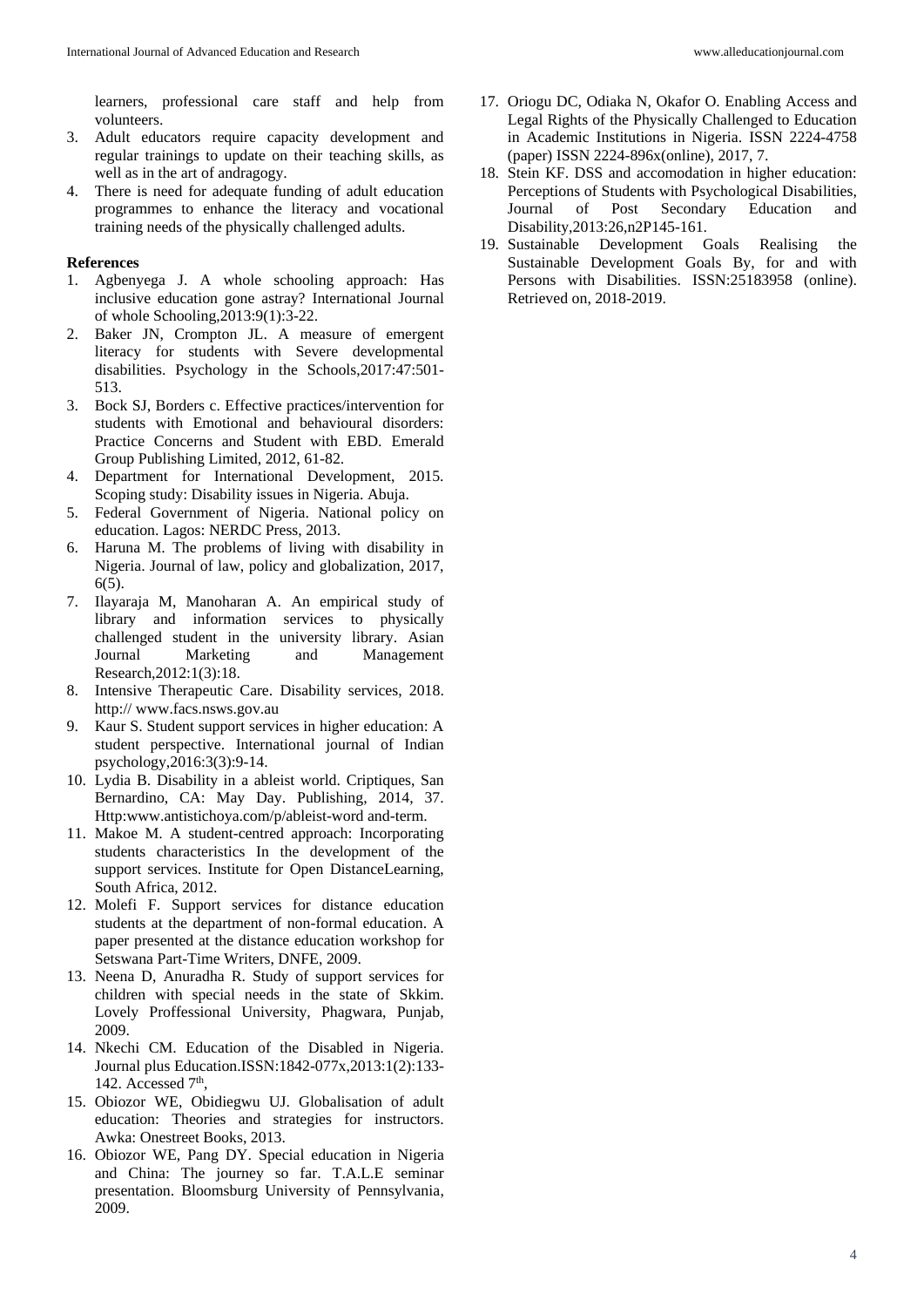learners, professional care staff and help from volunteers.

3. Adult educators require capacity development and regular trainings to update on their teaching skills, as well as in the art of andragogy.
4. There is need for adequate funding of adult education programmes to enhance the literacy and vocational training needs of the physically challenged adults.

**References**

1. Agbenyega J. A whole schooling approach: Has inclusive education gone astray? International Journal of whole Schooling,2013:9(1):3-22.
2. Baker JN, Crompton JL. A measure of emergent literacy for students with Severe developmental disabilities. Psychology in the Schools,2017:47:501-513.
3. Bock SJ, Borders c. Effective practices/intervention for students with Emotional and behavioural disorders: Practice Concerns and Student with EBD. Emerald Group Publishing Limited, 2012, 61-82.
4. Department for International Development, 2015. Scoping study: Disability issues in Nigeria. Abuja.
5. Federal Government of Nigeria. National policy on education. Lagos: NERDC Press, 2013.
6. Haruna M. The problems of living with disability in Nigeria. Journal of law, policy and globalization, 2017, 6(5).
7. Ilayaraja M, Manoharan A. An empirical study of library and information services to physically challenged student in the university library. Asian Journal Marketing and Management Research,2012:1(3):18.
8. Intensive Therapeutic Care. Disability services, 2018. http:// www.facs.nsws.gov.au
9. Kaur S. Student support services in higher education: A student perspective. International journal of Indian psychology,2016:3(3):9-14.
10. Lydia B. Disability in a ableist world. Criptiques, San Bernardino, CA: May Day. Publishing, 2014, 37. Http:www.antistichoya.com/p/ableist-word and-term.
11. Makoe M. A student-centred approach: Incorporating students characteristics In the development of the support services. Institute for Open DistanceLearning, South Africa, 2012.
12. Molefi F. Support services for distance education students at the department of non-formal education. A paper presented at the distance education workshop for Setswana Part-Time Writers, DNFE, 2009.
13. Neena D, Anuradha R. Study of support services for children with special needs in the state of Skkim. Lovely Proffessional University, Phagwara, Punjab, 2009.
14. Nkechi CM. Education of the Disabled in Nigeria. Journal plus Education.ISSN:1842-077x,2013:1(2):133-142. Accessed 7th,
15. Obiozor WE, Obidiegwu UJ. Globalisation of adult education: Theories and strategies for instructors. Awka: Onestreet Books, 2013.
16. Obiozor WE, Pang DY. Special education in Nigeria and China: The journey so far. T.A.L.E seminar presentation. Bloomsburg University of Pennsylvania, 2009.
17. Oriogu DC, Odiaka N, Okafor O. Enabling Access and Legal Rights of the Physically Challenged to Education in Academic Institutions in Nigeria. ISSN 2224-4758 (paper) ISSN 2224-896x(online), 2017, 7.
18. Stein KF. DSS and accomodation in higher education: Perceptions of Students with Psychological Disabilities, Journal of Post Secondary Education and Disability,2013:26,n2P145-161.
19. Sustainable Development Goals Realising the Sustainable Development Goals By, for and with Persons with Disabilities. ISSN:25183958 (online). Retrieved on, 2018-2019.